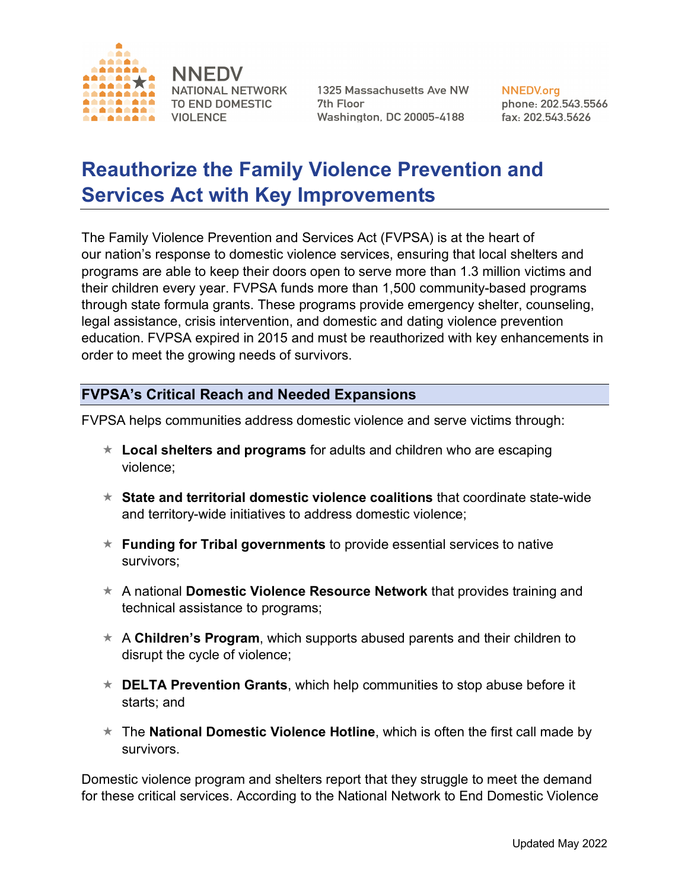NNEDV
NATIONAL NETWORK TO END DOMESTIC VIOLENCE

1325 Massachusetts Ave NW
7th Floor
Washington, DC 20005-4188

NNEDV.org
phone: 202.543.5566
fax: 202.543.5626

# Reauthorize the Family Violence Prevention and Services Act with Key Improvements

The Family Violence Prevention and Services Act (FVPSA) is at the heart of our nation's response to domestic violence services, ensuring that local shelters and programs are able to keep their doors open to serve more than 1.3 million victims and their children every year. FVPSA funds more than 1,500 community-based programs through state formula grants. These programs provide emergency shelter, counseling, legal assistance, crisis intervention, and domestic and dating violence prevention education. FVPSA expired in 2015 and must be reauthorized with key enhancements in order to meet the growing needs of survivors.

## FVPSA's Critical Reach and Needed Expansions

FVPSA helps communities address domestic violence and serve victims through:

- **Local shelters and programs** for adults and children who are escaping violence;
- **State and territorial domestic violence coalitions** that coordinate state-wide and territory-wide initiatives to address domestic violence;
- **Funding for Tribal governments** to provide essential services to native survivors;
- A national **Domestic Violence Resource Network** that provides training and technical assistance to programs;
- A **Children's Program**, which supports abused parents and their children to disrupt the cycle of violence;
- **DELTA Prevention Grants**, which help communities to stop abuse before it starts; and
- The **National Domestic Violence Hotline**, which is often the first call made by survivors.

Domestic violence program and shelters report that they struggle to meet the demand for these critical services. According to the National Network to End Domestic Violence

Updated May 2022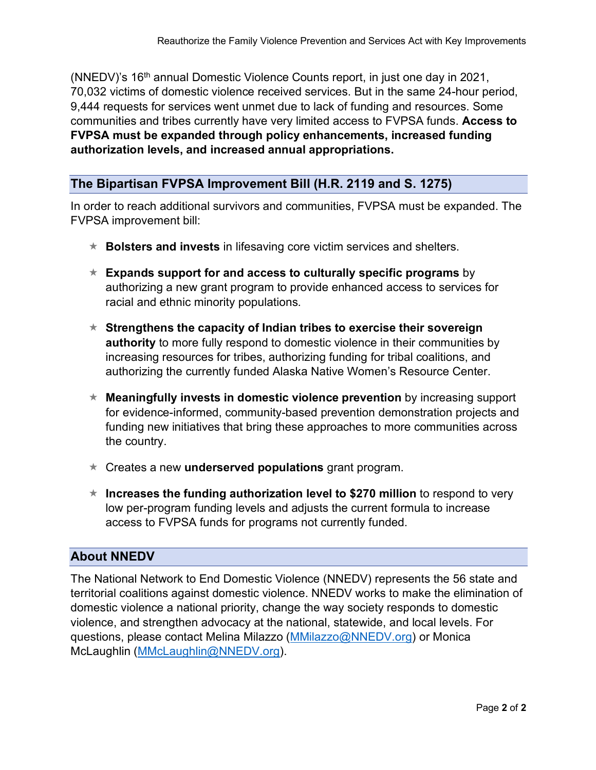(NNEDV)'s 16th annual Domestic Violence Counts report, in just one day in 2021, 70,032 victims of domestic violence received services. But in the same 24-hour period, 9,444 requests for services went unmet due to lack of funding and resources. Some communities and tribes currently have very limited access to FVPSA funds. **Access to FVPSA must be expanded through policy enhancements, increased funding authorization levels, and increased annual appropriations.**

## The Bipartisan FVPSA Improvement Bill (H.R. 2119 and S. 1275)

In order to reach additional survivors and communities, FVPSA must be expanded. The FVPSA improvement bill:

- **Bolsters and invests** in lifesaving core victim services and shelters.
- **Expands support for and access to culturally specific programs** by authorizing a new grant program to provide enhanced access to services for racial and ethnic minority populations.
- **Strengthens the capacity of Indian tribes to exercise their sovereign authority** to more fully respond to domestic violence in their communities by increasing resources for tribes, authorizing funding for tribal coalitions, and authorizing the currently funded Alaska Native Women's Resource Center.
- **Meaningfully invests in domestic violence prevention** by increasing support for evidence-informed, community-based prevention demonstration projects and funding new initiatives that bring these approaches to more communities across the country.
- Creates a new **underserved populations** grant program.
- **Increases the funding authorization level to $270 million** to respond to very low per-program funding levels and adjusts the current formula to increase access to FVPSA funds for programs not currently funded.

## About NNEDV

The National Network to End Domestic Violence (NNEDV) represents the 56 state and territorial coalitions against domestic violence. NNEDV works to make the elimination of domestic violence a national priority, change the way society responds to domestic violence, and strengthen advocacy at the national, statewide, and local levels. For questions, please contact Melina Milazzo (MMilazzo@NNEDV.org) or Monica McLaughlin (MMcLaughlin@NNEDV.org).